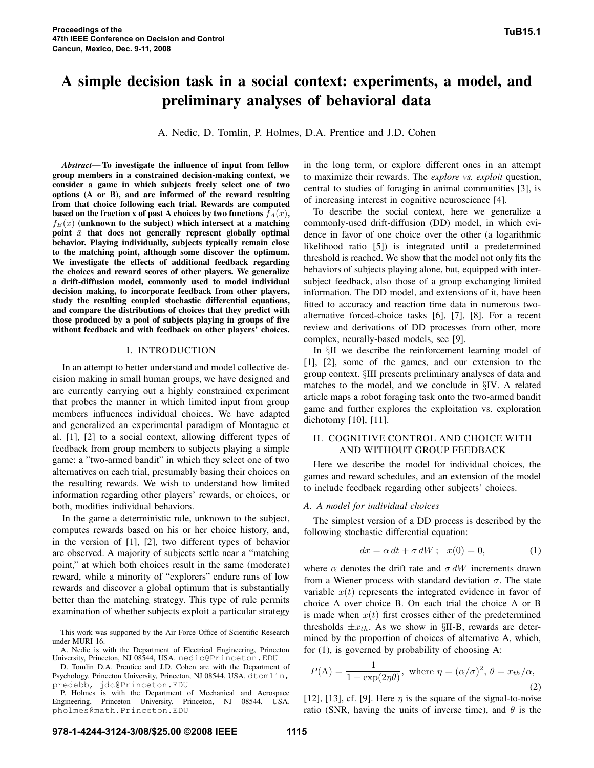# A simple decision task in a social context: experiments, a model, and preliminary analyses of behavioral data

A. Nedic, D. Tomlin, P. Holmes, D.A. Prentice and J.D. Cohen

***Abstract*— To investigate the influence of input from fellow group members in a constrained decision-making context, we consider a game in which subjects freely select one of two options (A or B), and are informed of the reward resulting from that choice following each trial. Rewards are computed based on the fraction x of past A choices by two functions $f_A(x)$, $f_B(x)$ (unknown to the subject) which intersect at a matching point $\bar{x}$ that does not generally represent globally optimal behavior. Playing individually, subjects typically remain close to the matching point, although some discover the optimum. We investigate the effects of additional feedback regarding the choices and reward scores of other players. We generalize a drift-diffusion model, commonly used to model individual decision making, to incorporate feedback from other players, study the resulting coupled stochastic differential equations, and compare the distributions of choices that they predict with those produced by a pool of subjects playing in groups of five without feedback and with feedback on other players' choices.**

## I. INTRODUCTION

In an attempt to better understand and model collective decision making in small human groups, we have designed and are currently carrying out a highly constrained experiment that probes the manner in which limited input from group members influences individual choices. We have adapted and generalized an experimental paradigm of Montague et al. [1], [2] to a social context, allowing different types of feedback from group members to subjects playing a simple game: a "two-armed bandit" in which they select one of two alternatives on each trial, presumably basing their choices on the resulting rewards. We wish to understand how limited information regarding other players' rewards, or choices, or both, modifies individual behaviors.

In the game a deterministic rule, unknown to the subject, computes rewards based on his or her choice history, and, in the version of [1], [2], two different types of behavior are observed. A majority of subjects settle near a "matching point," at which both choices result in the same (moderate) reward, while a minority of "explorers" endure runs of low rewards and discover a global optimum that is substantially better than the matching strategy. This type of rule permits examination of whether subjects exploit a particular strategy in the long term, or explore different ones in an attempt to maximize their rewards. The *explore vs. exploit* question, central to studies of foraging in animal communities [3], is of increasing interest in cognitive neuroscience [4].

To describe the social context, here we generalize a commonly-used drift-diffusion (DD) model, in which evidence in favor of one choice over the other (a logarithmic likelihood ratio [5]) is integrated until a predetermined threshold is reached. We show that the model not only fits the behaviors of subjects playing alone, but, equipped with inter-subject feedback, also those of a group exchanging limited information. The DD model, and extensions of it, have been fitted to accuracy and reaction time data in numerous two-alternative forced-choice tasks [6], [7], [8]. For a recent review and derivations of DD processes from other, more complex, neurally-based models, see [9].

In §II we describe the reinforcement learning model of [1], [2], some of the games, and our extension to the group context. §III presents preliminary analyses of data and matches to the model, and we conclude in §IV. A related article maps a robot foraging task onto the two-armed bandit game and further explores the exploitation vs. exploration dichotomy [10], [11].

## II. COGNITIVE CONTROL AND CHOICE WITH AND WITHOUT GROUP FEEDBACK

Here we describe the model for individual choices, the games and reward schedules, and an extension of the model to include feedback regarding other subjects' choices.

### A. A model for individual choices

The simplest version of a DD process is described by the following stochastic differential equation:

$$dx = \alpha\, dt + \sigma\, dW\,; \quad x(0) = 0, \tag{1}$$

where $\alpha$ denotes the drift rate and $\sigma\, dW$ increments drawn from a Wiener process with standard deviation $\sigma$. The state variable $x(t)$ represents the integrated evidence in favor of choice A over choice B. On each trial the choice A or B is made when $x(t)$ first crosses either of the predetermined thresholds $\pm x_{th}$. As we show in §II-B, rewards are determined by the proportion of choices of alternative A, which, for (1), is governed by probability of choosing A:

$$P(\mathrm{A}) = \frac{1}{1 + \exp(2\eta\theta)}, \text{ where } \eta = (\alpha/\sigma)^2,\ \theta = x_{th}/\alpha, \tag{2}$$

[12], [13], cf. [9]. Here $\eta$ is the square of the signal-to-noise ratio (SNR, having the units of inverse time), and $\theta$ is the

---

This work was supported by the Air Force Office of Scientific Research under MURI 16.

A. Nedic is with the Department of Electrical Engineering, Princeton University, Princeton, NJ 08544, USA. nedic@Princeton.EDU

D. Tomlin D.A. Prentice and J.D. Cohen are with the Department of Psychology, Princeton University, Princeton, NJ 08544, USA. dtomlin, predebb, jdc@Princeton.EDU

P. Holmes is with the Department of Mechanical and Aerospace Engineering, Princeton University, Princeton, NJ 08544, USA. pholmes@math.Princeton.EDU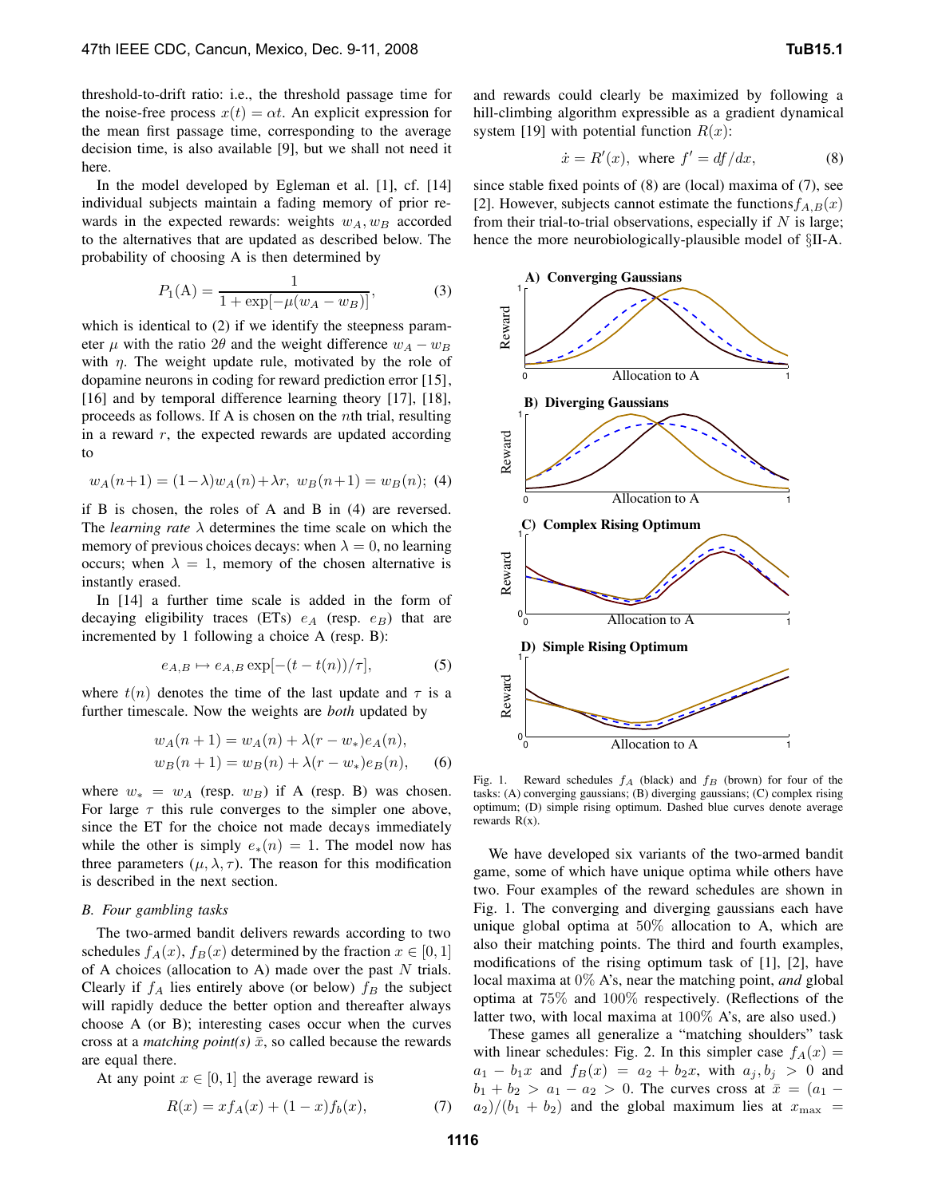threshold-to-drift ratio: i.e., the threshold passage time for the noise-free process $x(t) = \alpha t$. An explicit expression for the mean first passage time, corresponding to the average decision time, is also available [9], but we shall not need it here.

In the model developed by Egleman et al. [1], cf. [14] individual subjects maintain a fading memory of prior rewards in the expected rewards: weights $w_A, w_B$ accorded to the alternatives that are updated as described below. The probability of choosing A is then determined by

$$P_1(\mathrm{A}) = \frac{1}{1 + \exp[-\mu(w_A - w_B)]}, \tag{3}$$

which is identical to (2) if we identify the steepness parameter $\mu$ with the ratio $2\theta$ and the weight difference $w_A - w_B$ with $\eta$. The weight update rule, motivated by the role of dopamine neurons in coding for reward prediction error [15], [16] and by temporal difference learning theory [17], [18], proceeds as follows. If A is chosen on the $n$th trial, resulting in a reward $r$, the expected rewards are updated according to

$$w_A(n+1) = (1-\lambda)w_A(n) + \lambda r, \;\; w_B(n+1) = w_B(n); \tag{4}$$

if B is chosen, the roles of A and B in (4) are reversed. The *learning rate* $\lambda$ determines the time scale on which the memory of previous choices decays: when $\lambda = 0$, no learning occurs; when $\lambda = 1$, memory of the chosen alternative is instantly erased.

In [14] a further time scale is added in the form of decaying eligibility traces (ETs) $e_A$ (resp. $e_B$) that are incremented by 1 following a choice A (resp. B):

$$e_{A,B} \mapsto e_{A,B} \exp[-(t - t(n))/\tau], \tag{5}$$

where $t(n)$ denotes the time of the last update and $\tau$ is a further timescale. Now the weights are *both* updated by

$$\begin{aligned} w_A(n+1) &= w_A(n) + \lambda(r - w_*)e_A(n), \\ w_B(n+1) &= w_B(n) + \lambda(r - w_*)e_B(n), \end{aligned} \tag{6}$$

where $w_* = w_A$ (resp. $w_B$) if A (resp. B) was chosen. For large $\tau$ this rule converges to the simpler one above, since the ET for the choice not made decays immediately while the other is simply $e_*(n) = 1$. The model now has three parameters $(\mu, \lambda, \tau)$. The reason for this modification is described in the next section.

### B. Four gambling tasks

The two-armed bandit delivers rewards according to two schedules $f_A(x)$, $f_B(x)$ determined by the fraction $x \in [0, 1]$ of A choices (allocation to A) made over the past $N$ trials. Clearly if $f_A$ lies entirely above (or below) $f_B$ the subject will rapidly deduce the better option and thereafter always choose A (or B); interesting cases occur when the curves cross at a *matching point(s)* $\bar{x}$, so called because the rewards are equal there.

At any point $x \in [0, 1]$ the average reward is

$$R(x) = x f_A(x) + (1 - x) f_b(x), \tag{7}$$

and rewards could clearly be maximized by following a hill-climbing algorithm expressible as a gradient dynamical system [19] with potential function $R(x)$:

$$\dot{x} = R'(x), \;\text{ where } f' = df/dx, \tag{8}$$

since stable fixed points of (8) are (local) maxima of (7), see [2]. However, subjects cannot estimate the functions $f_{A,B}(x)$ from their trial-to-trial observations, especially if $N$ is large; hence the more neurobiologically-plausible model of §II-A.

Fig. 1. Reward schedules $f_A$ (black) and $f_B$ (brown) for four of the tasks: (A) converging gaussians; (B) diverging gaussians; (C) complex rising optimum; (D) simple rising optimum. Dashed blue curves denote average rewards R(x).

We have developed six variants of the two-armed bandit game, some of which have unique optima while others have two. Four examples of the reward schedules are shown in Fig. 1. The converging and diverging gaussians each have unique global optima at 50% allocation to A, which are also their matching points. The third and fourth examples, modifications of the rising optimum task of [1], [2], have local maxima at 0% A's, near the matching point, *and* global optima at 75% and 100% respectively. (Reflections of the latter two, with local maxima at 100% A's, are also used.)

These games all generalize a "matching shoulders" task with linear schedules: Fig. 2. In this simpler case $f_A(x) = a_1 - b_1 x$ and $f_B(x) = a_2 + b_2 x$, with $a_j, b_j > 0$ and $b_1 + b_2 > a_1 - a_2 > 0$. The curves cross at $\bar{x} = (a_1 - a_2)/(b_1 + b_2)$ and the global maximum lies at $x_{\max} =$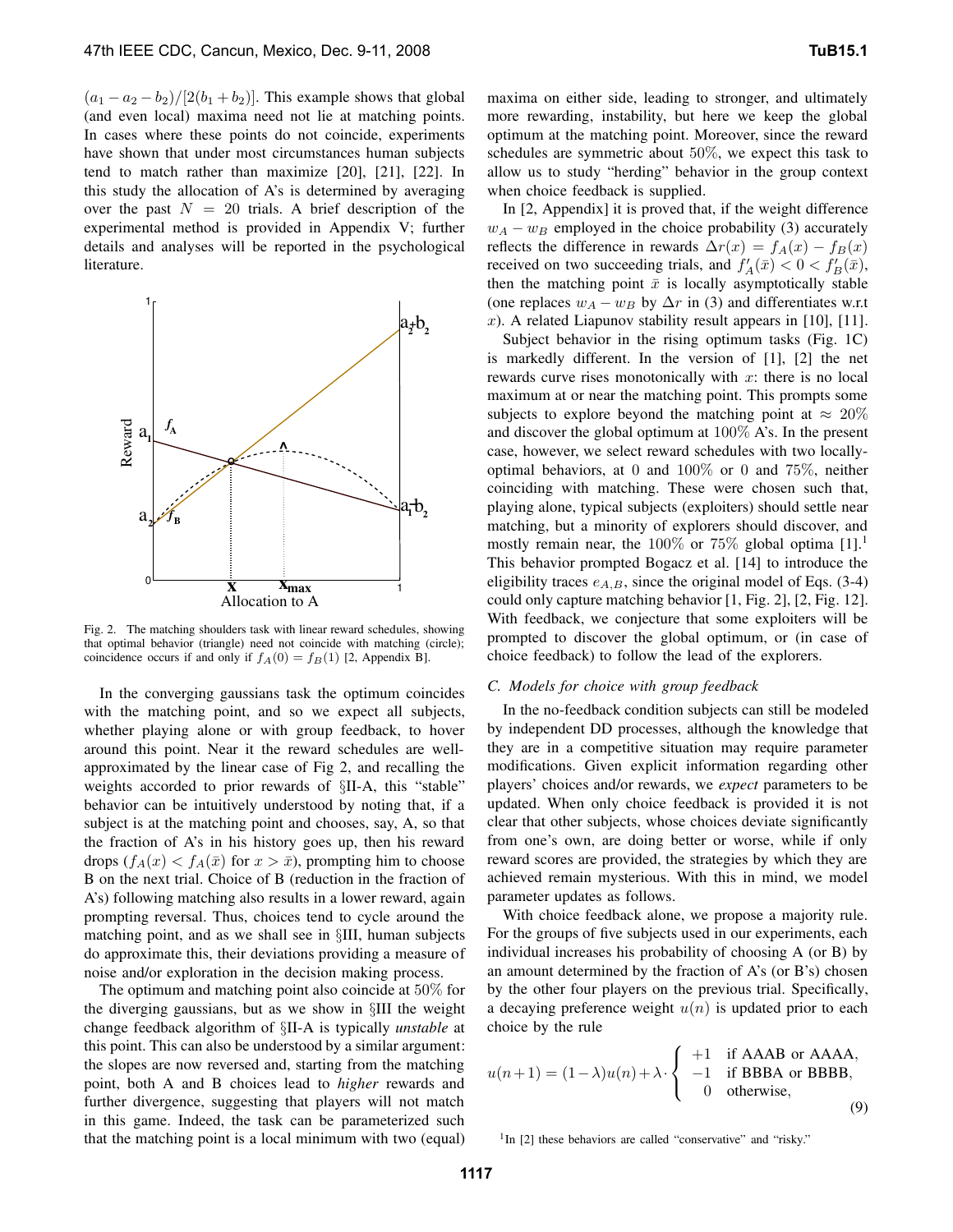$(a_1 - a_2 - b_2)/[2(b_1 + b_2)]$. This example shows that global (and even local) maxima need not lie at matching points. In cases where these points do not coincide, experiments have shown that under most circumstances human subjects tend to match rather than maximize [20], [21], [22]. In this study the allocation of A's is determined by averaging over the past $N = 20$ trials. A brief description of the experimental method is provided in Appendix V; further details and analyses will be reported in the psychological literature.

Fig. 2. The matching shoulders task with linear reward schedules, showing that optimal behavior (triangle) need not coincide with matching (circle); coincidence occurs if and only if $f_A(0) = f_B(1)$ [2, Appendix B].

In the converging gaussians task the optimum coincides with the matching point, and so we expect all subjects, whether playing alone or with group feedback, to hover around this point. Near it the reward schedules are well-approximated by the linear case of Fig 2, and recalling the weights accorded to prior rewards of §II-A, this "stable" behavior can be intuitively understood by noting that, if a subject is at the matching point and chooses, say, A, so that the fraction of A's in his history goes up, then his reward drops ($f_A(x) < f_A(\bar{x})$ for $x > \bar{x}$), prompting him to choose B on the next trial. Choice of B (reduction in the fraction of A's) following matching also results in a lower reward, again prompting reversal. Thus, choices tend to cycle around the matching point, and as we shall see in §III, human subjects do approximate this, their deviations providing a measure of noise and/or exploration in the decision making process.

The optimum and matching point also coincide at 50% for the diverging gaussians, but as we show in §III the weight change feedback algorithm of §II-A is typically *unstable* at this point. This can also be understood by a similar argument: the slopes are now reversed and, starting from the matching point, both A and B choices lead to *higher* rewards and further divergence, suggesting that players will not match in this game. Indeed, the task can be parameterized such that the matching point is a local minimum with two (equal) maxima on either side, leading to stronger, and ultimately more rewarding, instability, but here we keep the global optimum at the matching point. Moreover, since the reward schedules are symmetric about 50%, we expect this task to allow us to study "herding" behavior in the group context when choice feedback is supplied.

In [2, Appendix] it is proved that, if the weight difference $w_A - w_B$ employed in the choice probability (3) accurately reflects the difference in rewards $\Delta r(x) = f_A(x) - f_B(x)$ received on two succeeding trials, and $f_A'(\bar{x}) < 0 < f_B'(\bar{x})$, then the matching point $\bar{x}$ is locally asymptotically stable (one replaces $w_A - w_B$ by $\Delta r$ in (3) and differentiates w.r.t $x$). A related Liapunov stability result appears in [10], [11].

Subject behavior in the rising optimum tasks (Fig. 1C) is markedly different. In the version of [1], [2] the net rewards curve rises monotonically with $x$: there is no local maximum at or near the matching point. This prompts some subjects to explore beyond the matching point at $\approx 20\%$ and discover the global optimum at 100% A's. In the present case, however, we select reward schedules with two locally-optimal behaviors, at 0 and 100% or 0 and 75%, neither coinciding with matching. These were chosen such that, playing alone, typical subjects (exploiters) should settle near matching, but a minority of explorers should discover, and mostly remain near, the 100% or 75% global optima [1].[1] This behavior prompted Bogacz et al. [14] to introduce the eligibility traces $e_{A,B}$, since the original model of Eqs. (3-4) could only capture matching behavior [1, Fig. 2], [2, Fig. 12]. With feedback, we conjecture that some exploiters will be prompted to discover the global optimum, or (in case of choice feedback) to follow the lead of the explorers.

### C. Models for choice with group feedback

In the no-feedback condition subjects can still be modeled by independent DD processes, although the knowledge that they are in a competitive situation may require parameter modifications. Given explicit information regarding other players' choices and/or rewards, we *expect* parameters to be updated. When only choice feedback is provided it is not clear that other subjects, whose choices deviate significantly from one's own, are doing better or worse, while if only reward scores are provided, the strategies by which they are achieved remain mysterious. With this in mind, we model parameter updates as follows.

With choice feedback alone, we propose a majority rule. For the groups of five subjects used in our experiments, each individual increases his probability of choosing A (or B) by an amount determined by the fraction of A's (or B's) chosen by the other four players on the previous trial. Specifically, a decaying preference weight $u(n)$ is updated prior to each choice by the rule

$$u(n+1) = (1-\lambda)u(n) + \lambda \cdot \begin{cases} +1 & \text{if AAAB or AAAA,} \\ -1 & \text{if BBBA or BBBB,} \\ 0 & \text{otherwise,} \end{cases} \tag{9}$$

[1] In [2] these behaviors are called "conservative" and "risky."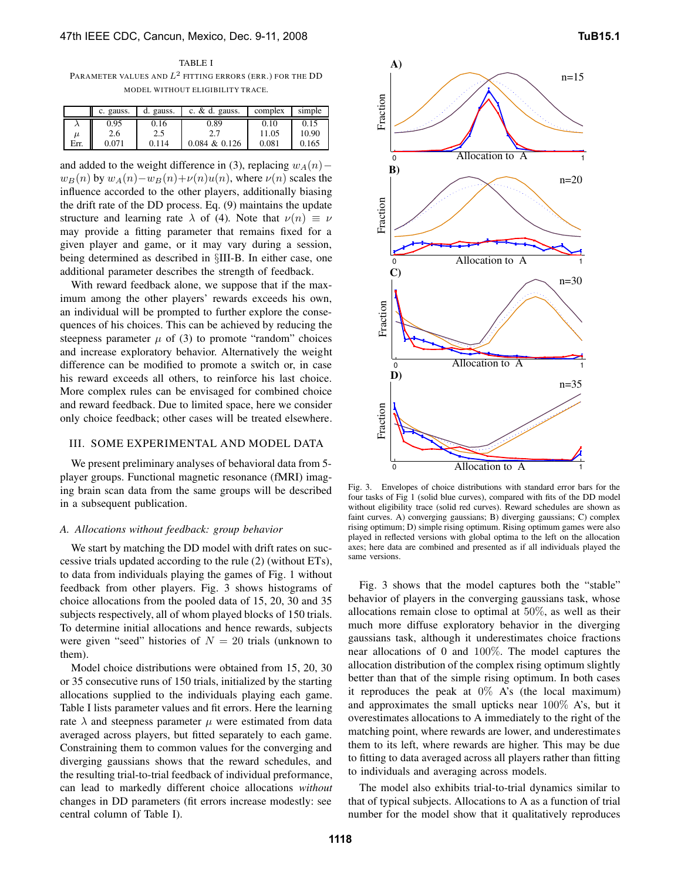TABLE I

PARAMETER VALUES AND $L^2$ FITTING ERRORS (ERR.) FOR THE DD MODEL WITHOUT ELIGIBILITY TRACE.

| | c. gauss. | d. gauss. | c. & d. gauss. | complex | simple |
|---|---|---|---|---|---|
| $\lambda$ | 0.95 | 0.16 | 0.89 | 0.10 | 0.15 |
| $\mu$ | 2.6 | 2.5 | 2.7 | 11.05 | 10.90 |
| Err. | 0.071 | 0.114 | 0.084 & 0.126 | 0.081 | 0.165 |

and added to the weight difference in (3), replacing $w_A(n) - w_B(n)$ by $w_A(n) - w_B(n) + \nu(n)u(n)$, where $\nu(n)$ scales the influence accorded to the other players, additionally biasing the drift rate of the DD process. Eq. (9) maintains the update structure and learning rate $\lambda$ of (4). Note that $\nu(n) \equiv \nu$ may provide a fitting parameter that remains fixed for a given player and game, or it may vary during a session, being determined as described in §III-B. In either case, one additional parameter describes the strength of feedback.

With reward feedback alone, we suppose that if the maximum among the other players' rewards exceeds his own, an individual will be prompted to further explore the consequences of his choices. This can be achieved by reducing the steepness parameter $\mu$ of (3) to promote "random" choices and increase exploratory behavior. Alternatively the weight difference can be modified to promote a switch or, in case his reward exceeds all others, to reinforce his last choice. More complex rules can be envisaged for combined choice and reward feedback. Due to limited space, here we consider only choice feedback; other cases will be treated elsewhere.

## III. SOME EXPERIMENTAL AND MODEL DATA

We present preliminary analyses of behavioral data from 5-player groups. Functional magnetic resonance (fMRI) imaging brain scan data from the same groups will be described in a subsequent publication.

### A. Allocations without feedback: group behavior

We start by matching the DD model with drift rates on successive trials updated according to the rule (2) (without ETs), to data from individuals playing the games of Fig. 1 without feedback from other players. Fig. 3 shows histograms of choice allocations from the pooled data of 15, 20, 30 and 35 subjects respectively, all of whom played blocks of 150 trials. To determine initial allocations and hence rewards, subjects were given "seed" histories of $N = 20$ trials (unknown to them).

Model choice distributions were obtained from 15, 20, 30 or 35 consecutive runs of 150 trials, initialized by the starting allocations supplied to the individuals playing each game. Table I lists parameter values and fit errors. Here the learning rate $\lambda$ and steepness parameter $\mu$ were estimated from data averaged across players, but fitted separately to each game. Constraining them to common values for the converging and diverging gaussians shows that the reward schedules, and the resulting trial-to-trial feedback of individual preformance, can lead to markedly different choice allocations *without* changes in DD parameters (fit errors increase modestly: see central column of Table I).

Fig. 3. Envelopes of choice distributions with standard error bars for the four tasks of Fig 1 (solid blue curves), compared with fits of the DD model without eligibility trace (solid red curves). Reward schedules are shown as faint curves. A) converging gaussians; B) diverging gaussians; C) complex rising optimum; D) simple rising optimum. Rising optimum games were also played in reflected versions with global optima to the left on the allocation axes; here data are combined and presented as if all individuals played the same versions.

Fig. 3 shows that the model captures both the "stable" behavior of players in the converging gaussians task, whose allocations remain close to optimal at 50%, as well as their much more diffuse exploratory behavior in the diverging gaussians task, although it underestimates choice fractions near allocations of 0 and 100%. The model captures the allocation distribution of the complex rising optimum slightly better than that of the simple rising optimum. In both cases it reproduces the peak at 0% A's (the local maximum) and approximates the small upticks near 100% A's, but it overestimates allocations to A immediately to the right of the matching point, where rewards are lower, and underestimates them to its left, where rewards are higher. This may be due to fitting to data averaged across all players rather than fitting to individuals and averaging across models.

The model also exhibits trial-to-trial dynamics similar to that of typical subjects. Allocations to A as a function of trial number for the model show that it qualitatively reproduces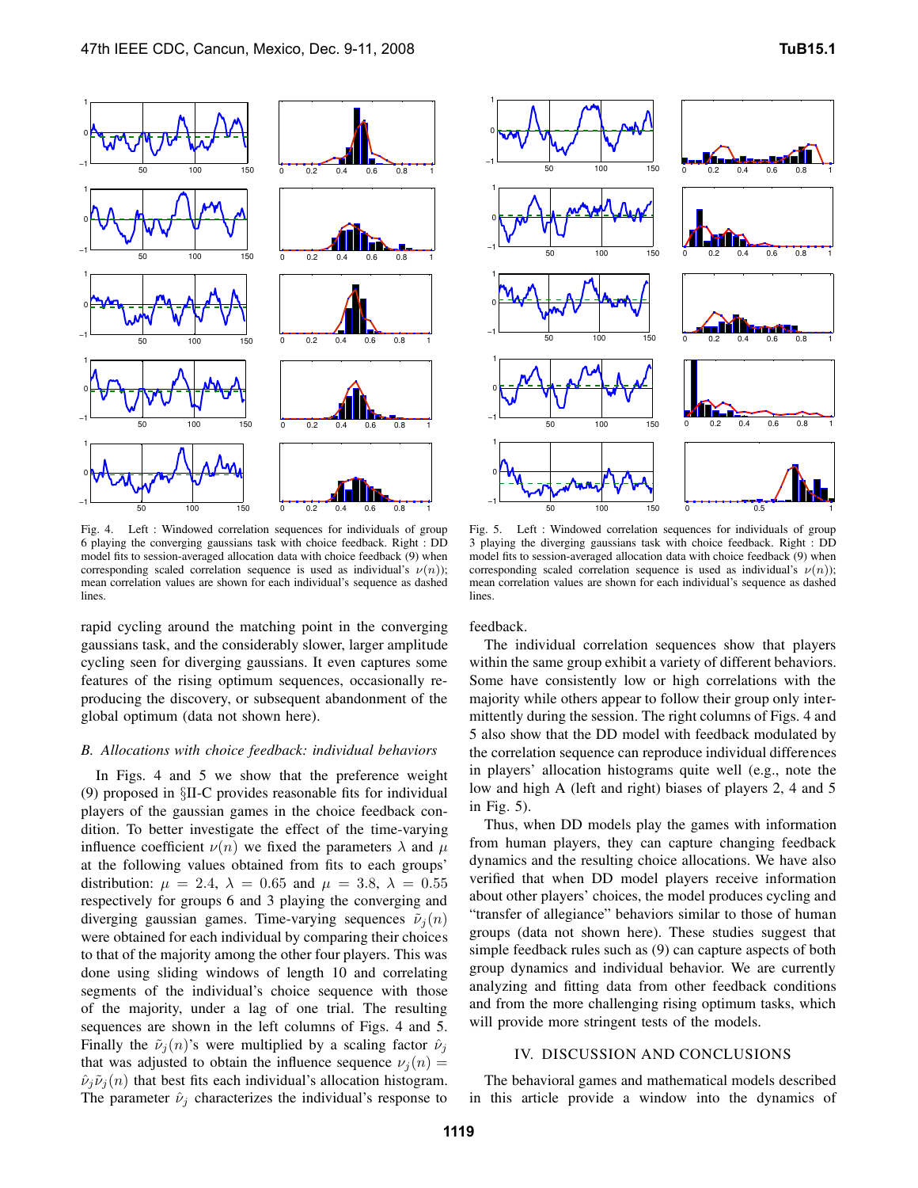Fig. 4. Left : Windowed correlation sequences for individuals of group 6 playing the converging gaussians task with choice feedback. Right : DD model fits to session-averaged allocation data with choice feedback (9) when corresponding scaled correlation sequence is used as individual's $\nu(n)$); mean correlation values are shown for each individual's sequence as dashed lines.

Fig. 5. Left : Windowed correlation sequences for individuals of group 3 playing the diverging gaussians task with choice feedback. Right : DD model fits to session-averaged allocation data with choice feedback (9) when corresponding scaled correlation sequence is used as individual's $\nu(n)$); mean correlation values are shown for each individual's sequence as dashed lines.

rapid cycling around the matching point in the converging gaussians task, and the considerably slower, larger amplitude cycling seen for diverging gaussians. It even captures some features of the rising optimum sequences, occasionally reproducing the discovery, or subsequent abandonment of the global optimum (data not shown here).

### B. Allocations with choice feedback: individual behaviors

In Figs. 4 and 5 we show that the preference weight (9) proposed in §II-C provides reasonable fits for individual players of the gaussian games in the choice feedback condition. To better investigate the effect of the time-varying influence coefficient $\nu(n)$ we fixed the parameters $\lambda$ and $\mu$ at the following values obtained from fits to each groups' distribution: $\mu = 2.4$, $\lambda = 0.65$ and $\mu = 3.8$, $\lambda = 0.55$ respectively for groups 6 and 3 playing the converging and diverging gaussian games. Time-varying sequences $\tilde{\nu}_j(n)$ were obtained for each individual by comparing their choices to that of the majority among the other four players. This was done using sliding windows of length 10 and correlating segments of the individual's choice sequence with those of the majority, under a lag of one trial. The resulting sequences are shown in the left columns of Figs. 4 and 5. Finally the $\tilde{\nu}_j(n)$'s were multiplied by a scaling factor $\hat{\nu}_j$ that was adjusted to obtain the influence sequence $\nu_j(n) = \hat{\nu}_j \tilde{\nu}_j(n)$ that best fits each individual's allocation histogram. The parameter $\hat{\nu}_j$ characterizes the individual's response to feedback.

The individual correlation sequences show that players within the same group exhibit a variety of different behaviors. Some have consistently low or high correlations with the majority while others appear to follow their group only intermittently during the session. The right columns of Figs. 4 and 5 also show that the DD model with feedback modulated by the correlation sequence can reproduce individual differences in players' allocation histograms quite well (e.g., note the low and high A (left and right) biases of players 2, 4 and 5 in Fig. 5).

Thus, when DD models play the games with information from human players, they can capture changing feedback dynamics and the resulting choice allocations. We have also verified that when DD model players receive information about other players' choices, the model produces cycling and "transfer of allegiance" behaviors similar to those of human groups (data not shown here). These studies suggest that simple feedback rules such as (9) can capture aspects of both group dynamics and individual behavior. We are currently analyzing and fitting data from other feedback conditions and from the more challenging rising optimum tasks, which will provide more stringent tests of the models.

## IV. DISCUSSION AND CONCLUSIONS

The behavioral games and mathematical models described in this article provide a window into the dynamics of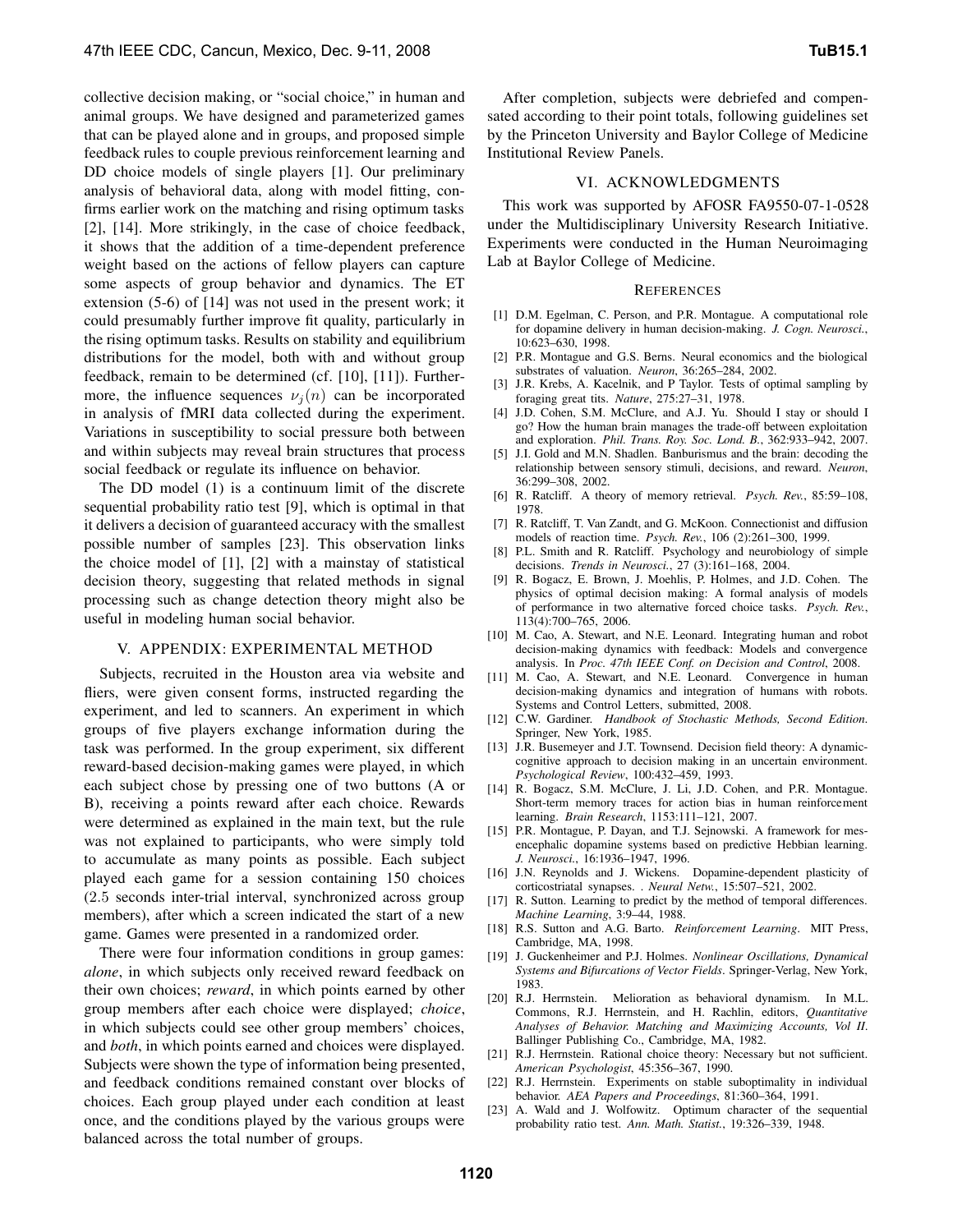collective decision making, or "social choice," in human and animal groups. We have designed and parameterized games that can be played alone and in groups, and proposed simple feedback rules to couple previous reinforcement learning and DD choice models of single players [1]. Our preliminary analysis of behavioral data, along with model fitting, confirms earlier work on the matching and rising optimum tasks [2], [14]. More strikingly, in the case of choice feedback, it shows that the addition of a time-dependent preference weight based on the actions of fellow players can capture some aspects of group behavior and dynamics. The ET extension (5-6) of [14] was not used in the present work; it could presumably further improve fit quality, particularly in the rising optimum tasks. Results on stability and equilibrium distributions for the model, both with and without group feedback, remain to be determined (cf. [10], [11]). Furthermore, the influence sequences $\nu_j(n)$ can be incorporated in analysis of fMRI data collected during the experiment. Variations in susceptibility to social pressure both between and within subjects may reveal brain structures that process social feedback or regulate its influence on behavior.

The DD model (1) is a continuum limit of the discrete sequential probability ratio test [9], which is optimal in that it delivers a decision of guaranteed accuracy with the smallest possible number of samples [23]. This observation links the choice model of [1], [2] with a mainstay of statistical decision theory, suggesting that related methods in signal processing such as change detection theory might also be useful in modeling human social behavior.

## V. APPENDIX: EXPERIMENTAL METHOD

Subjects, recruited in the Houston area via website and fliers, were given consent forms, instructed regarding the experiment, and led to scanners. An experiment in which groups of five players exchange information during the task was performed. In the group experiment, six different reward-based decision-making games were played, in which each subject chose by pressing one of two buttons (A or B), receiving a points reward after each choice. Rewards were determined as explained in the main text, but the rule was not explained to participants, who were simply told to accumulate as many points as possible. Each subject played each game for a session containing 150 choices (2.5 seconds inter-trial interval, synchronized across group members), after which a screen indicated the start of a new game. Games were presented in a randomized order.

There were four information conditions in group games: *alone*, in which subjects only received reward feedback on their own choices; *reward*, in which points earned by other group members after each choice were displayed; *choice*, in which subjects could see other group members' choices, and *both*, in which points earned and choices were displayed. Subjects were shown the type of information being presented, and feedback conditions remained constant over blocks of choices. Each group played under each condition at least once, and the conditions played by the various groups were balanced across the total number of groups.

After completion, subjects were debriefed and compensated according to their point totals, following guidelines set by the Princeton University and Baylor College of Medicine Institutional Review Panels.

## VI. ACKNOWLEDGMENTS

This work was supported by AFOSR FA9550-07-1-0528 under the Multidisciplinary University Research Initiative. Experiments were conducted in the Human Neuroimaging Lab at Baylor College of Medicine.

## REFERENCES

[1] D.M. Egelman, C. Person, and P.R. Montague. A computational role for dopamine delivery in human decision-making. *J. Cogn. Neurosci.*, 10:623–630, 1998.

[2] P.R. Montague and G.S. Berns. Neural economics and the biological substrates of valuation. *Neuron*, 36:265–284, 2002.

[3] J.R. Krebs, A. Kacelnik, and P Taylor. Tests of optimal sampling by foraging great tits. *Nature*, 275:27–31, 1978.

[4] J.D. Cohen, S.M. McClure, and A.J. Yu. Should I stay or should I go? How the human brain manages the trade-off between exploitation and exploration. *Phil. Trans. Roy. Soc. Lond. B.*, 362:933–942, 2007.

[5] J.I. Gold and M.N. Shadlen. Banburismus and the brain: decoding the relationship between sensory stimuli, decisions, and reward. *Neuron*, 36:299–308, 2002.

[6] R. Ratcliff. A theory of memory retrieval. *Psych. Rev.*, 85:59–108, 1978.

[7] R. Ratcliff, T. Van Zandt, and G. McKoon. Connectionist and diffusion models of reaction time. *Psych. Rev.*, 106 (2):261–300, 1999.

[8] P.L. Smith and R. Ratcliff. Psychology and neurobiology of simple decisions. *Trends in Neurosci.*, 27 (3):161–168, 2004.

[9] R. Bogacz, E. Brown, J. Moehlis, P. Holmes, and J.D. Cohen. The physics of optimal decision making: A formal analysis of models of performance in two alternative forced choice tasks. *Psych. Rev.*, 113(4):700–765, 2006.

[10] M. Cao, A. Stewart, and N.E. Leonard. Integrating human and robot decision-making dynamics with feedback: Models and convergence analysis. In *Proc. 47th IEEE Conf. on Decision and Control*, 2008.

[11] M. Cao, A. Stewart, and N.E. Leonard. Convergence in human decision-making dynamics and integration of humans with robots. Systems and Control Letters, submitted, 2008.

[12] C.W. Gardiner. *Handbook of Stochastic Methods, Second Edition*. Springer, New York, 1985.

[13] J.R. Busemeyer and J.T. Townsend. Decision field theory: A dynamic-cognitive approach to decision making in an uncertain environment. *Psychological Review*, 100:432–459, 1993.

[14] R. Bogacz, S.M. McClure, J. Li, J.D. Cohen, and P.R. Montague. Short-term memory traces for action bias in human reinforcement learning. *Brain Research*, 1153:111–121, 2007.

[15] P.R. Montague, P. Dayan, and T.J. Sejnowski. A framework for mesencephalic dopamine systems based on predictive Hebbian learning. *J. Neurosci.*, 16:1936–1947, 1996.

[16] J.N. Reynolds and J. Wickens. Dopamine-dependent plasticity of corticostriatal synapses. . *Neural Netw.*, 15:507–521, 2002.

[17] R. Sutton. Learning to predict by the method of temporal differences. *Machine Learning*, 3:9–44, 1988.

[18] R.S. Sutton and A.G. Barto. *Reinforcement Learning*. MIT Press, Cambridge, MA, 1998.

[19] J. Guckenheimer and P.J. Holmes. *Nonlinear Oscillations, Dynamical Systems and Bifurcations of Vector Fields*. Springer-Verlag, New York, 1983.

[20] R.J. Herrnstein. Melioration as behavioral dynamism. In M.L. Commons, R.J. Herrnstein, and H. Rachlin, editors, *Quantitative Analyses of Behavior. Matching and Maximizing Accounts, Vol II*. Ballinger Publishing Co., Cambridge, MA, 1982.

[21] R.J. Herrnstein. Rational choice theory: Necessary but not sufficient. *American Psychologist*, 45:356–367, 1990.

[22] R.J. Herrnstein. Experiments on stable suboptimality in individual behavior. *AEA Papers and Proceedings*, 81:360–364, 1991.

[23] A. Wald and J. Wolfowitz. Optimum character of the sequential probability ratio test. *Ann. Math. Statist.*, 19:326–339, 1948.